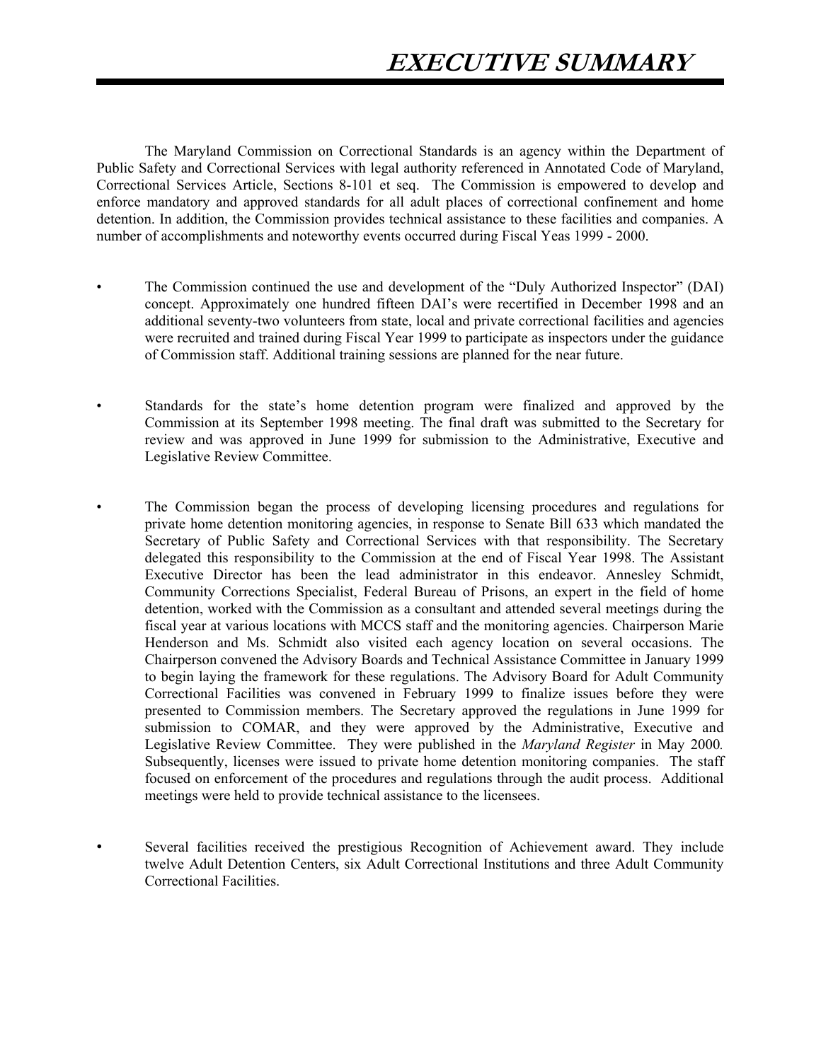# *EXECUTIVE SUMMARY*

The Maryland Commission on Correctional Standards is an agency within the Department of Public Safety and Correctional Services with legal authority referenced in Annotated Code of Maryland, Correctional Services Article, Sections 8-101 et seq. The Commission is empowered to develop and enforce mandatory and approved standards for all adult places of correctional confinement and home detention. In addition, the Commission provides technical assistance to these facilities and companies. A number of accomplishments and noteworthy events occurred during Fiscal Yeas 1999 - 2000.

- The Commission continued the use and development of the "Duly Authorized Inspector" (DAI) concept. Approximately one hundred fifteen DAI's were recertified in December 1998 and an additional seventy-two volunteers from state, local and private correctional facilities and agencies were recruited and trained during Fiscal Year 1999 to participate as inspectors under the guidance of Commission staff. Additional training sessions are planned for the near future.

- Standards for the state's home detention program were finalized and approved by the Commission at its September 1998 meeting. The final draft was submitted to the Secretary for review and was approved in June 1999 for submission to the Administrative, Executive and Legislative Review Committee.

- The Commission began the process of developing licensing procedures and regulations for private home detention monitoring agencies, in response to Senate Bill 633 which mandated the Secretary of Public Safety and Correctional Services with that responsibility. The Secretary delegated this responsibility to the Commission at the end of Fiscal Year 1998. The Assistant Executive Director has been the lead administrator in this endeavor. Annesley Schmidt, Community Corrections Specialist, Federal Bureau of Prisons, an expert in the field of home detention, worked with the Commission as a consultant and attended several meetings during the fiscal year at various locations with MCCS staff and the monitoring agencies. Chairperson Marie Henderson and Ms. Schmidt also visited each agency location on several occasions. The Chairperson convened the Advisory Boards and Technical Assistance Committee in January 1999 to begin laying the framework for these regulations. The Advisory Board for Adult Community Correctional Facilities was convened in February 1999 to finalize issues before they were presented to Commission members. The Secretary approved the regulations in June 1999 for submission to COMAR, and they were approved by the Administrative, Executive and Legislative Review Committee. They were published in the *Maryland Register* in May 2000. Subsequently, licenses were issued to private home detention monitoring companies. The staff focused on enforcement of the procedures and regulations through the audit process. Additional meetings were held to provide technical assistance to the licensees.

- Several facilities received the prestigious Recognition of Achievement award. They include twelve Adult Detention Centers, six Adult Correctional Institutions and three Adult Community Correctional Facilities.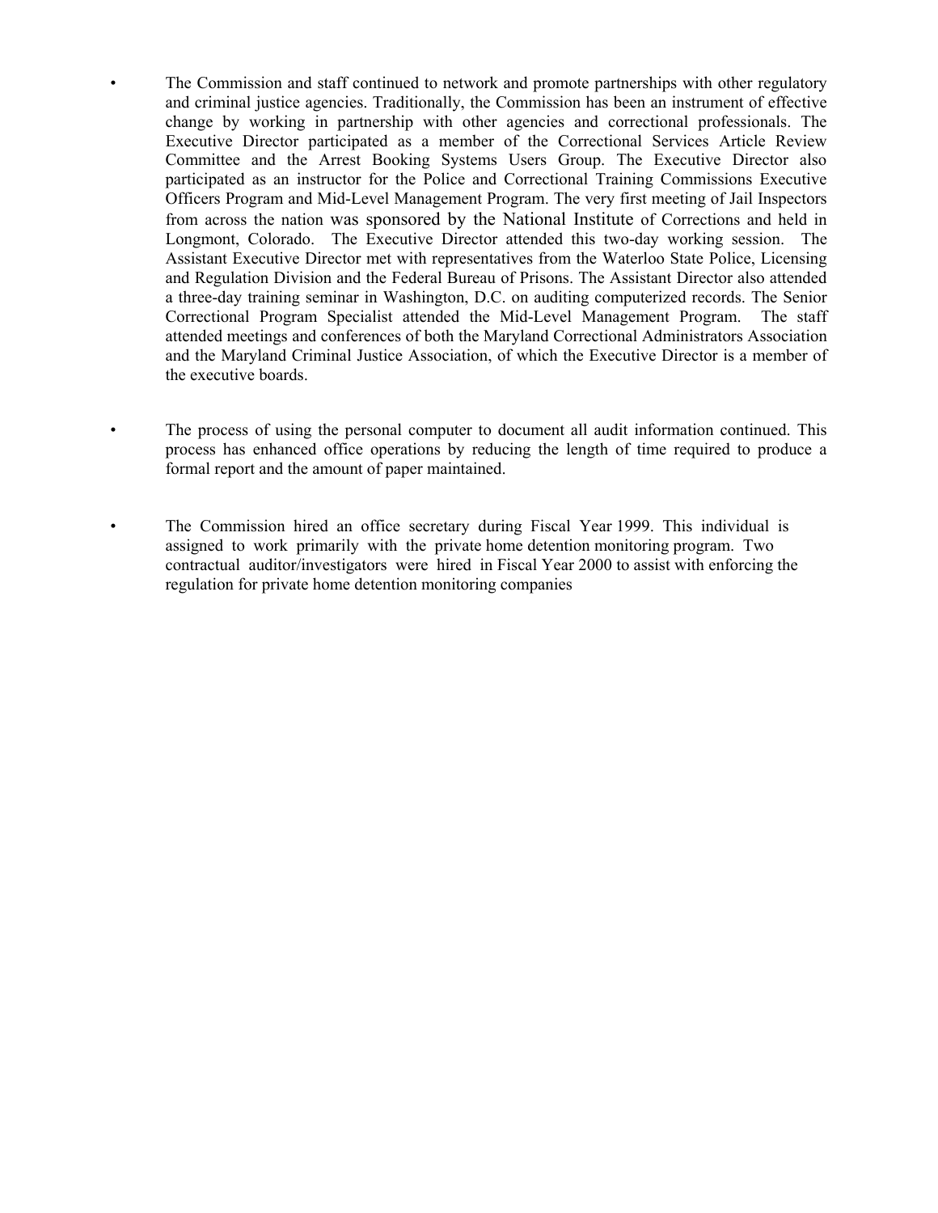- The Commission and staff continued to network and promote partnerships with other regulatory and criminal justice agencies. Traditionally, the Commission has been an instrument of effective change by working in partnership with other agencies and correctional professionals. The Executive Director participated as a member of the Correctional Services Article Review Committee and the Arrest Booking Systems Users Group. The Executive Director also participated as an instructor for the Police and Correctional Training Commissions Executive Officers Program and Mid-Level Management Program. The very first meeting of Jail Inspectors from across the nation was sponsored by the National Institute of Corrections and held in Longmont, Colorado. The Executive Director attended this two-day working session. The Assistant Executive Director met with representatives from the Waterloo State Police, Licensing and Regulation Division and the Federal Bureau of Prisons. The Assistant Director also attended a three-day training seminar in Washington, D.C. on auditing computerized records. The Senior Correctional Program Specialist attended the Mid-Level Management Program. The staff attended meetings and conferences of both the Maryland Correctional Administrators Association and the Maryland Criminal Justice Association, of which the Executive Director is a member of the executive boards.

- The process of using the personal computer to document all audit information continued. This process has enhanced office operations by reducing the length of time required to produce a formal report and the amount of paper maintained.

- The Commission hired an office secretary during Fiscal Year 1999. This individual is assigned to work primarily with the private home detention monitoring program. Two contractual auditor/investigators were hired in Fiscal Year 2000 to assist with enforcing the regulation for private home detention monitoring companies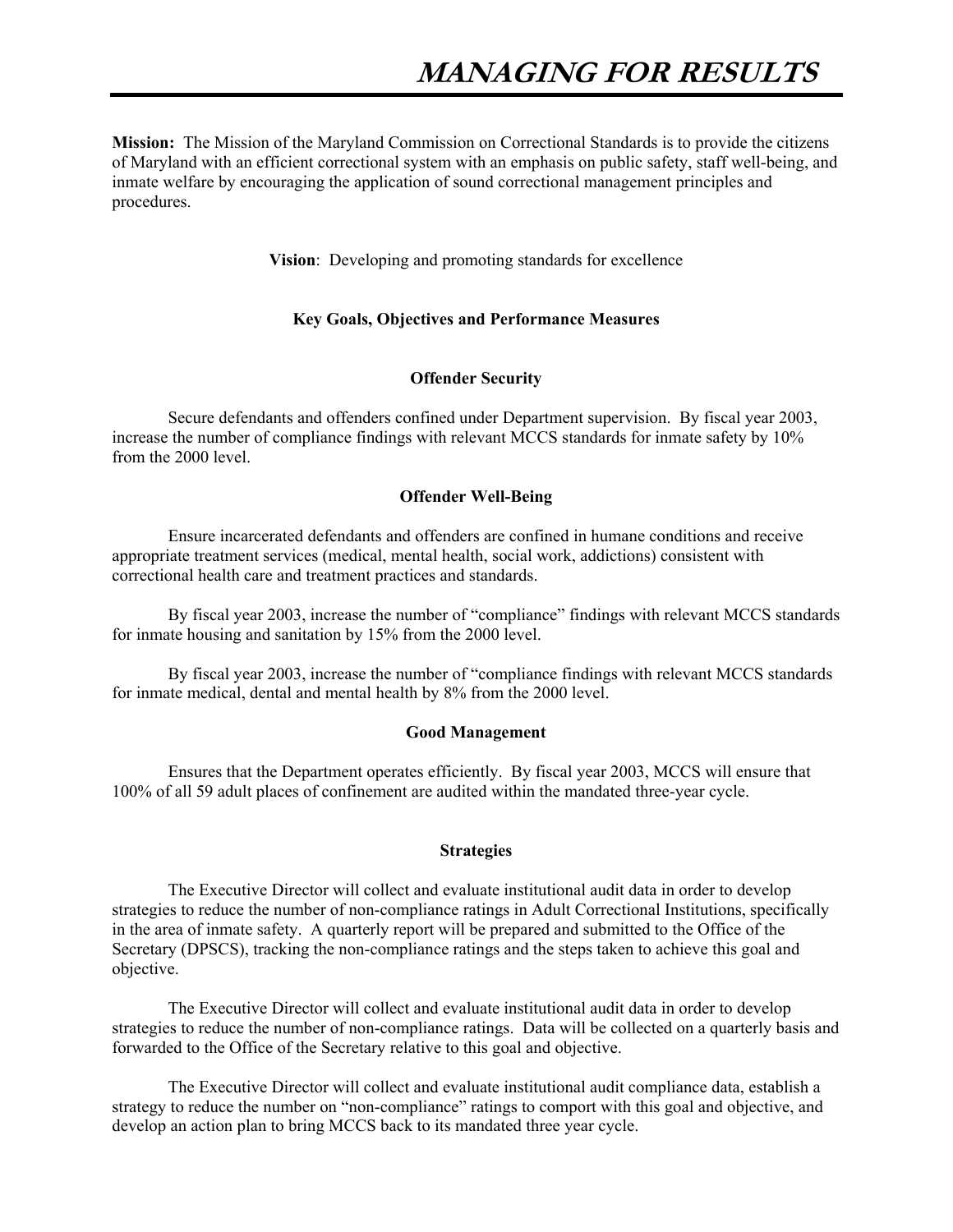# MANAGING FOR RESULTS

**Mission:** The Mission of the Maryland Commission on Correctional Standards is to provide the citizens of Maryland with an efficient correctional system with an emphasis on public safety, staff well-being, and inmate welfare by encouraging the application of sound correctional management principles and procedures.

**Vision**: Developing and promoting standards for excellence

### Key Goals, Objectives and Performance Measures

#### Offender Security

Secure defendants and offenders confined under Department supervision. By fiscal year 2003, increase the number of compliance findings with relevant MCCS standards for inmate safety by 10% from the 2000 level.

#### Offender Well-Being

Ensure incarcerated defendants and offenders are confined in humane conditions and receive appropriate treatment services (medical, mental health, social work, addictions) consistent with correctional health care and treatment practices and standards.

By fiscal year 2003, increase the number of "compliance" findings with relevant MCCS standards for inmate housing and sanitation by 15% from the 2000 level.

By fiscal year 2003, increase the number of "compliance findings with relevant MCCS standards for inmate medical, dental and mental health by 8% from the 2000 level.

#### Good Management

Ensures that the Department operates efficiently. By fiscal year 2003, MCCS will ensure that 100% of all 59 adult places of confinement are audited within the mandated three-year cycle.

#### Strategies

The Executive Director will collect and evaluate institutional audit data in order to develop strategies to reduce the number of non-compliance ratings in Adult Correctional Institutions, specifically in the area of inmate safety. A quarterly report will be prepared and submitted to the Office of the Secretary (DPSCS), tracking the non-compliance ratings and the steps taken to achieve this goal and objective.

The Executive Director will collect and evaluate institutional audit data in order to develop strategies to reduce the number of non-compliance ratings. Data will be collected on a quarterly basis and forwarded to the Office of the Secretary relative to this goal and objective.

The Executive Director will collect and evaluate institutional audit compliance data, establish a strategy to reduce the number on "non-compliance" ratings to comport with this goal and objective, and develop an action plan to bring MCCS back to its mandated three year cycle.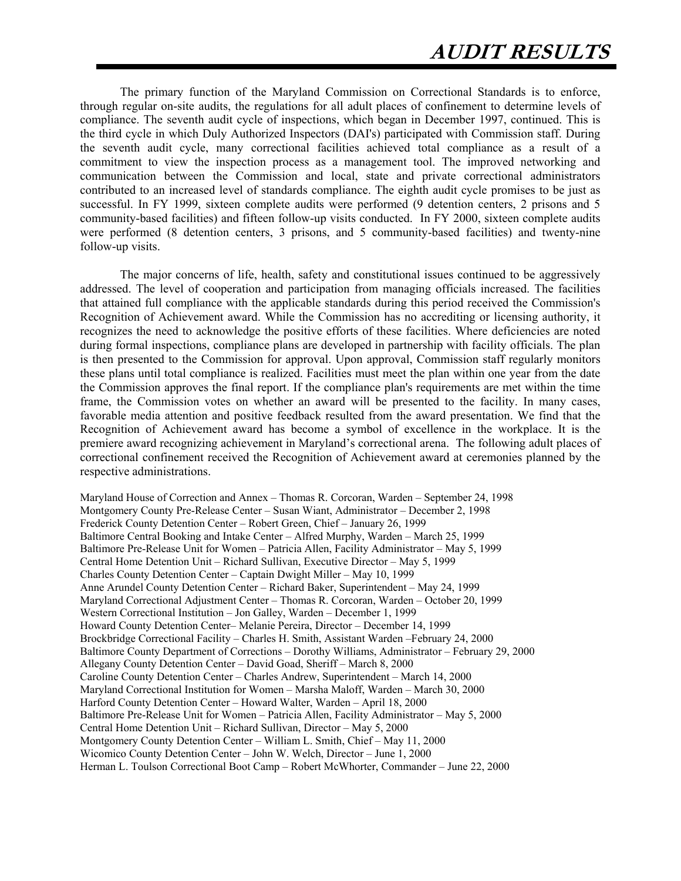# AUDIT RESULTS

The primary function of the Maryland Commission on Correctional Standards is to enforce, through regular on-site audits, the regulations for all adult places of confinement to determine levels of compliance. The seventh audit cycle of inspections, which began in December 1997, continued. This is the third cycle in which Duly Authorized Inspectors (DAI's) participated with Commission staff. During the seventh audit cycle, many correctional facilities achieved total compliance as a result of a commitment to view the inspection process as a management tool. The improved networking and communication between the Commission and local, state and private correctional administrators contributed to an increased level of standards compliance. The eighth audit cycle promises to be just as successful. In FY 1999, sixteen complete audits were performed (9 detention centers, 2 prisons and 5 community-based facilities) and fifteen follow-up visits conducted. In FY 2000, sixteen complete audits were performed (8 detention centers, 3 prisons, and 5 community-based facilities) and twenty-nine follow-up visits.

The major concerns of life, health, safety and constitutional issues continued to be aggressively addressed. The level of cooperation and participation from managing officials increased. The facilities that attained full compliance with the applicable standards during this period received the Commission's Recognition of Achievement award. While the Commission has no accrediting or licensing authority, it recognizes the need to acknowledge the positive efforts of these facilities. Where deficiencies are noted during formal inspections, compliance plans are developed in partnership with facility officials. The plan is then presented to the Commission for approval. Upon approval, Commission staff regularly monitors these plans until total compliance is realized. Facilities must meet the plan within one year from the date the Commission approves the final report. If the compliance plan's requirements are met within the time frame, the Commission votes on whether an award will be presented to the facility. In many cases, favorable media attention and positive feedback resulted from the award presentation. We find that the Recognition of Achievement award has become a symbol of excellence in the workplace. It is the premiere award recognizing achievement in Maryland's correctional arena. The following adult places of correctional confinement received the Recognition of Achievement award at ceremonies planned by the respective administrations.

Maryland House of Correction and Annex – Thomas R. Corcoran, Warden – September 24, 1998
Montgomery County Pre-Release Center – Susan Wiant, Administrator – December 2, 1998
Frederick County Detention Center – Robert Green, Chief – January 26, 1999
Baltimore Central Booking and Intake Center – Alfred Murphy, Warden – March 25, 1999
Baltimore Pre-Release Unit for Women – Patricia Allen, Facility Administrator – May 5, 1999
Central Home Detention Unit – Richard Sullivan, Executive Director – May 5, 1999
Charles County Detention Center – Captain Dwight Miller – May 10, 1999
Anne Arundel County Detention Center – Richard Baker, Superintendent – May 24, 1999
Maryland Correctional Adjustment Center – Thomas R. Corcoran, Warden – October 20, 1999
Western Correctional Institution – Jon Galley, Warden – December 1, 1999
Howard County Detention Center– Melanie Pereira, Director – December 14, 1999
Brockbridge Correctional Facility – Charles H. Smith, Assistant Warden –February 24, 2000
Baltimore County Department of Corrections – Dorothy Williams, Administrator – February 29, 2000
Allegany County Detention Center – David Goad, Sheriff – March 8, 2000
Caroline County Detention Center – Charles Andrew, Superintendent – March 14, 2000
Maryland Correctional Institution for Women – Marsha Maloff, Warden – March 30, 2000
Harford County Detention Center – Howard Walter, Warden – April 18, 2000
Baltimore Pre-Release Unit for Women – Patricia Allen, Facility Administrator – May 5, 2000
Central Home Detention Unit – Richard Sullivan, Director – May 5, 2000
Montgomery County Detention Center – William L. Smith, Chief – May 11, 2000
Wicomico County Detention Center – John W. Welch, Director – June 1, 2000
Herman L. Toulson Correctional Boot Camp – Robert McWhorter, Commander – June 22, 2000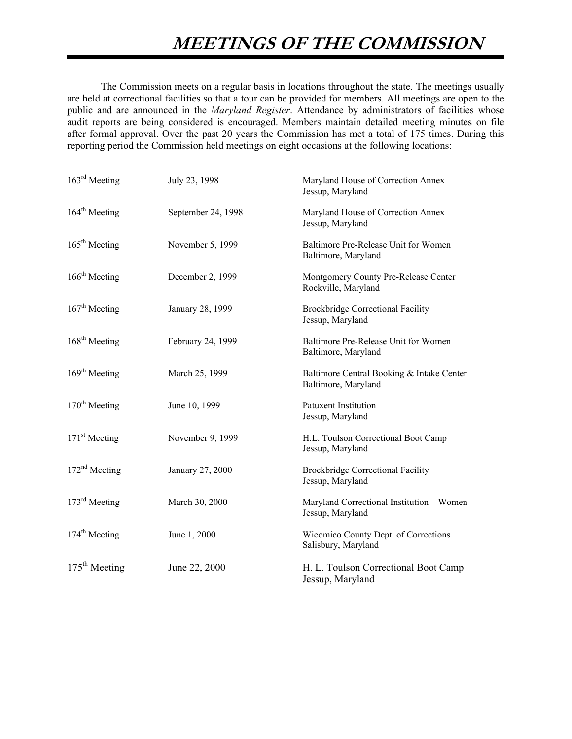# MEETINGS OF THE COMMISSION

The Commission meets on a regular basis in locations throughout the state. The meetings usually are held at correctional facilities so that a tour can be provided for members. All meetings are open to the public and are announced in the *Maryland Register*. Attendance by administrators of facilities whose audit reports are being considered is encouraged. Members maintain detailed meeting minutes on file after formal approval. Over the past 20 years the Commission has met a total of 175 times. During this reporting period the Commission held meetings on eight occasions at the following locations:

| | | |
|---|---|---|
| 163rd Meeting | July 23, 1998 | Maryland House of Correction Annex<br>Jessup, Maryland |
| 164th Meeting | September 24, 1998 | Maryland House of Correction Annex<br>Jessup, Maryland |
| 165th Meeting | November 5, 1999 | Baltimore Pre-Release Unit for Women<br>Baltimore, Maryland |
| 166th Meeting | December 2, 1999 | Montgomery County Pre-Release Center<br>Rockville, Maryland |
| 167th Meeting | January 28, 1999 | Brockbridge Correctional Facility<br>Jessup, Maryland |
| 168th Meeting | February 24, 1999 | Baltimore Pre-Release Unit for Women<br>Baltimore, Maryland |
| 169th Meeting | March 25, 1999 | Baltimore Central Booking & Intake Center<br>Baltimore, Maryland |
| 170th Meeting | June 10, 1999 | Patuxent Institution<br>Jessup, Maryland |
| 171st Meeting | November 9, 1999 | H.L. Toulson Correctional Boot Camp<br>Jessup, Maryland |
| 172nd Meeting | January 27, 2000 | Brockbridge Correctional Facility<br>Jessup, Maryland |
| 173rd Meeting | March 30, 2000 | Maryland Correctional Institution – Women<br>Jessup, Maryland |
| 174th Meeting | June 1, 2000 | Wicomico County Dept. of Corrections<br>Salisbury, Maryland |
| 175th Meeting | June 22, 2000 | H. L. Toulson Correctional Boot Camp<br>Jessup, Maryland |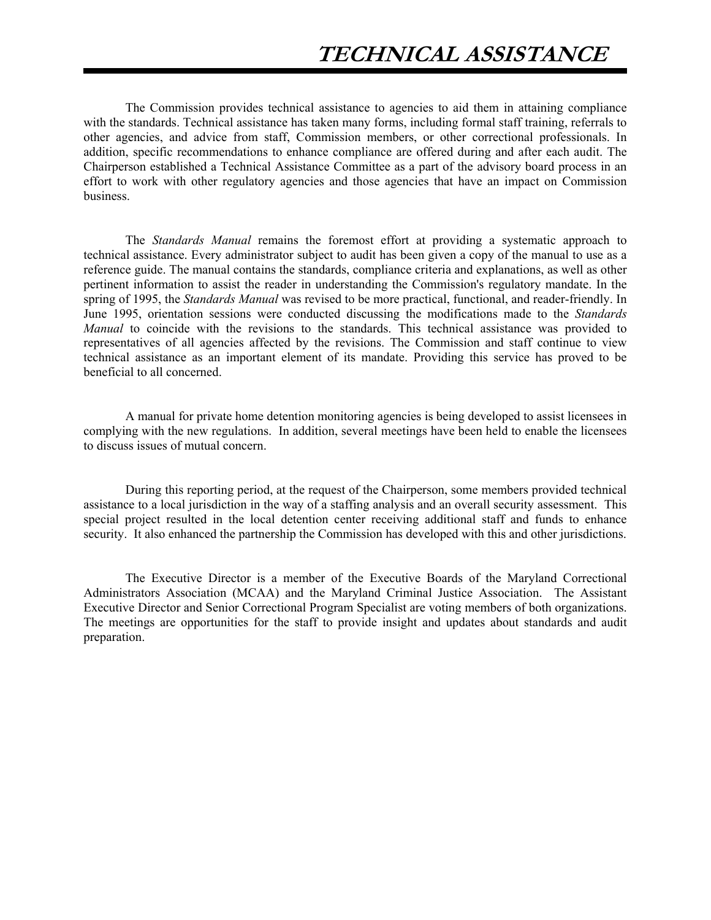# TECHNICAL ASSISTANCE

The Commission provides technical assistance to agencies to aid them in attaining compliance with the standards. Technical assistance has taken many forms, including formal staff training, referrals to other agencies, and advice from staff, Commission members, or other correctional professionals. In addition, specific recommendations to enhance compliance are offered during and after each audit. The Chairperson established a Technical Assistance Committee as a part of the advisory board process in an effort to work with other regulatory agencies and those agencies that have an impact on Commission business.

The *Standards Manual* remains the foremost effort at providing a systematic approach to technical assistance. Every administrator subject to audit has been given a copy of the manual to use as a reference guide. The manual contains the standards, compliance criteria and explanations, as well as other pertinent information to assist the reader in understanding the Commission's regulatory mandate. In the spring of 1995, the *Standards Manual* was revised to be more practical, functional, and reader-friendly. In June 1995, orientation sessions were conducted discussing the modifications made to the *Standards Manual* to coincide with the revisions to the standards. This technical assistance was provided to representatives of all agencies affected by the revisions. The Commission and staff continue to view technical assistance as an important element of its mandate. Providing this service has proved to be beneficial to all concerned.

A manual for private home detention monitoring agencies is being developed to assist licensees in complying with the new regulations. In addition, several meetings have been held to enable the licensees to discuss issues of mutual concern.

During this reporting period, at the request of the Chairperson, some members provided technical assistance to a local jurisdiction in the way of a staffing analysis and an overall security assessment. This special project resulted in the local detention center receiving additional staff and funds to enhance security. It also enhanced the partnership the Commission has developed with this and other jurisdictions.

The Executive Director is a member of the Executive Boards of the Maryland Correctional Administrators Association (MCAA) and the Maryland Criminal Justice Association. The Assistant Executive Director and Senior Correctional Program Specialist are voting members of both organizations. The meetings are opportunities for the staff to provide insight and updates about standards and audit preparation.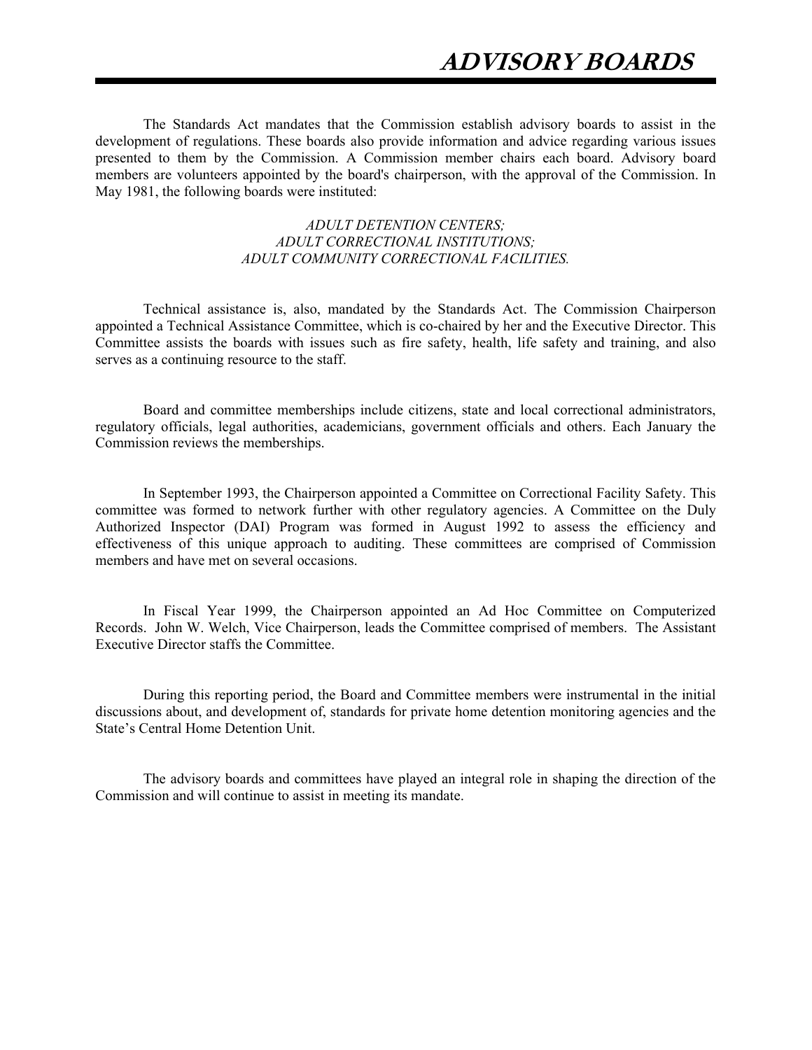# ADVISORY BOARDS

The Standards Act mandates that the Commission establish advisory boards to assist in the development of regulations. These boards also provide information and advice regarding various issues presented to them by the Commission. A Commission member chairs each board. Advisory board members are volunteers appointed by the board's chairperson, with the approval of the Commission. In May 1981, the following boards were instituted:

*ADULT DETENTION CENTERS;*
*ADULT CORRECTIONAL INSTITUTIONS;*
*ADULT COMMUNITY CORRECTIONAL FACILITIES.*

Technical assistance is, also, mandated by the Standards Act. The Commission Chairperson appointed a Technical Assistance Committee, which is co-chaired by her and the Executive Director. This Committee assists the boards with issues such as fire safety, health, life safety and training, and also serves as a continuing resource to the staff.

Board and committee memberships include citizens, state and local correctional administrators, regulatory officials, legal authorities, academicians, government officials and others. Each January the Commission reviews the memberships.

In September 1993, the Chairperson appointed a Committee on Correctional Facility Safety. This committee was formed to network further with other regulatory agencies. A Committee on the Duly Authorized Inspector (DAI) Program was formed in August 1992 to assess the efficiency and effectiveness of this unique approach to auditing. These committees are comprised of Commission members and have met on several occasions.

In Fiscal Year 1999, the Chairperson appointed an Ad Hoc Committee on Computerized Records. John W. Welch, Vice Chairperson, leads the Committee comprised of members. The Assistant Executive Director staffs the Committee.

During this reporting period, the Board and Committee members were instrumental in the initial discussions about, and development of, standards for private home detention monitoring agencies and the State's Central Home Detention Unit.

The advisory boards and committees have played an integral role in shaping the direction of the Commission and will continue to assist in meeting its mandate.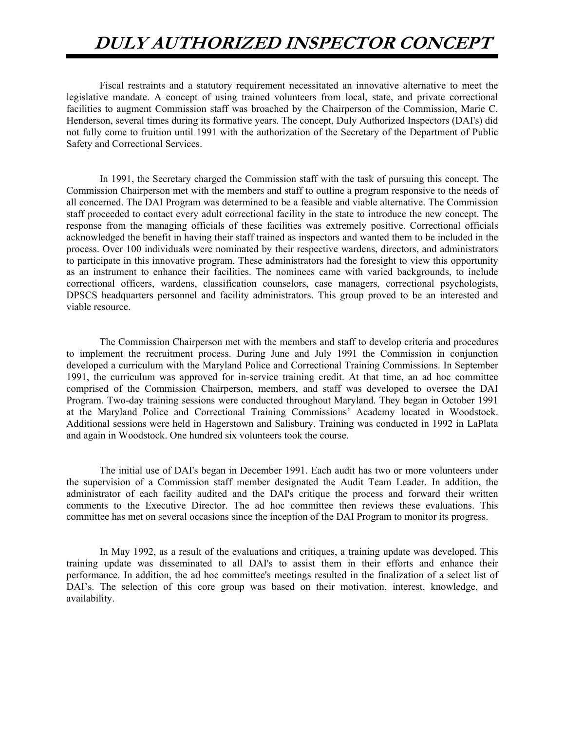# *DULY AUTHORIZED INSPECTOR CONCEPT*

Fiscal restraints and a statutory requirement necessitated an innovative alternative to meet the legislative mandate. A concept of using trained volunteers from local, state, and private correctional facilities to augment Commission staff was broached by the Chairperson of the Commission, Marie C. Henderson, several times during its formative years. The concept, Duly Authorized Inspectors (DAI's) did not fully come to fruition until 1991 with the authorization of the Secretary of the Department of Public Safety and Correctional Services.

In 1991, the Secretary charged the Commission staff with the task of pursuing this concept. The Commission Chairperson met with the members and staff to outline a program responsive to the needs of all concerned. The DAI Program was determined to be a feasible and viable alternative. The Commission staff proceeded to contact every adult correctional facility in the state to introduce the new concept. The response from the managing officials of these facilities was extremely positive. Correctional officials acknowledged the benefit in having their staff trained as inspectors and wanted them to be included in the process. Over 100 individuals were nominated by their respective wardens, directors, and administrators to participate in this innovative program. These administrators had the foresight to view this opportunity as an instrument to enhance their facilities. The nominees came with varied backgrounds, to include correctional officers, wardens, classification counselors, case managers, correctional psychologists, DPSCS headquarters personnel and facility administrators. This group proved to be an interested and viable resource.

The Commission Chairperson met with the members and staff to develop criteria and procedures to implement the recruitment process. During June and July 1991 the Commission in conjunction developed a curriculum with the Maryland Police and Correctional Training Commissions. In September 1991, the curriculum was approved for in-service training credit. At that time, an ad hoc committee comprised of the Commission Chairperson, members, and staff was developed to oversee the DAI Program. Two-day training sessions were conducted throughout Maryland. They began in October 1991 at the Maryland Police and Correctional Training Commissions' Academy located in Woodstock. Additional sessions were held in Hagerstown and Salisbury. Training was conducted in 1992 in LaPlata and again in Woodstock. One hundred six volunteers took the course.

The initial use of DAI's began in December 1991. Each audit has two or more volunteers under the supervision of a Commission staff member designated the Audit Team Leader. In addition, the administrator of each facility audited and the DAI's critique the process and forward their written comments to the Executive Director. The ad hoc committee then reviews these evaluations. This committee has met on several occasions since the inception of the DAI Program to monitor its progress.

In May 1992, as a result of the evaluations and critiques, a training update was developed. This training update was disseminated to all DAI's to assist them in their efforts and enhance their performance. In addition, the ad hoc committee's meetings resulted in the finalization of a select list of DAI's. The selection of this core group was based on their motivation, interest, knowledge, and availability.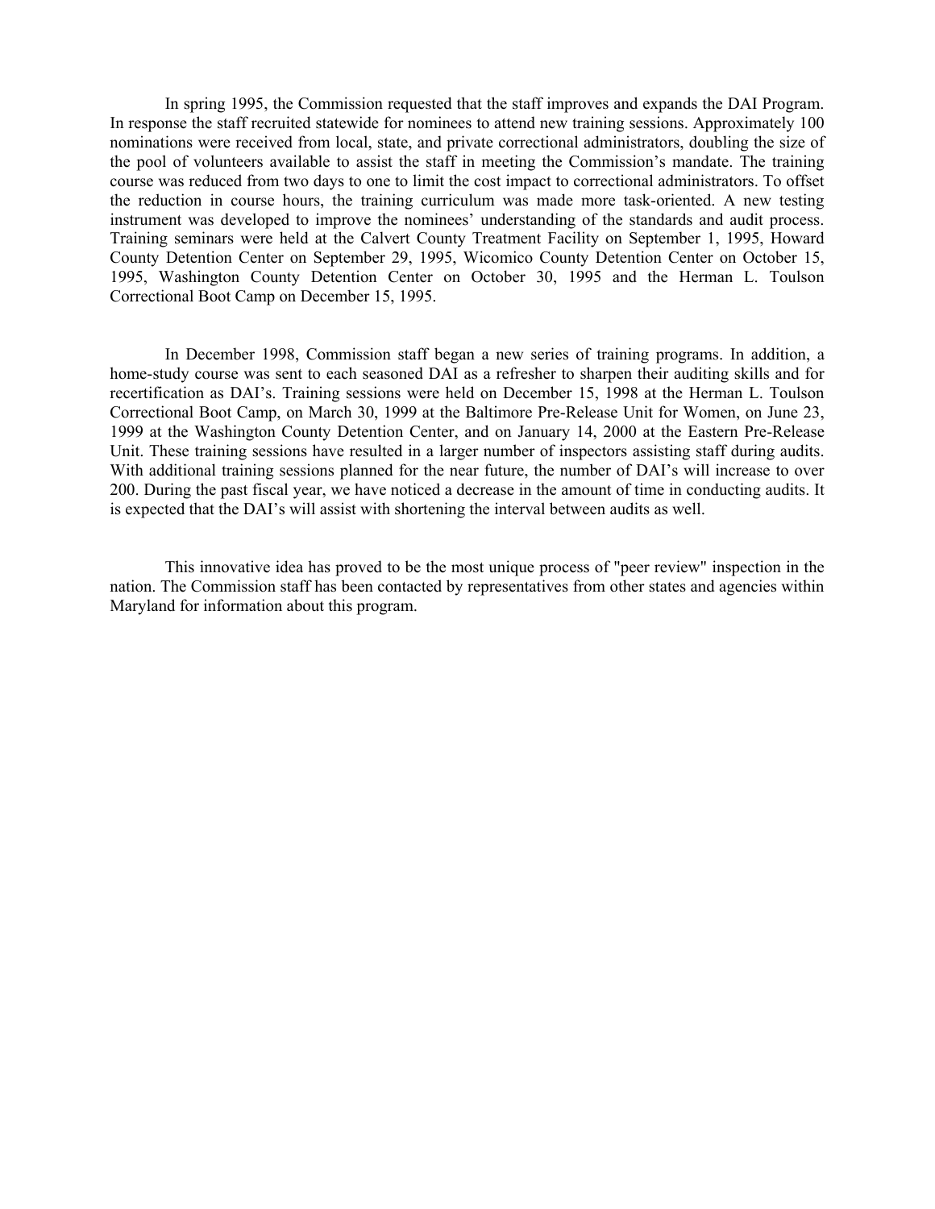In spring 1995, the Commission requested that the staff improves and expands the DAI Program. In response the staff recruited statewide for nominees to attend new training sessions. Approximately 100 nominations were received from local, state, and private correctional administrators, doubling the size of the pool of volunteers available to assist the staff in meeting the Commission's mandate. The training course was reduced from two days to one to limit the cost impact to correctional administrators. To offset the reduction in course hours, the training curriculum was made more task-oriented. A new testing instrument was developed to improve the nominees' understanding of the standards and audit process. Training seminars were held at the Calvert County Treatment Facility on September 1, 1995, Howard County Detention Center on September 29, 1995, Wicomico County Detention Center on October 15, 1995, Washington County Detention Center on October 30, 1995 and the Herman L. Toulson Correctional Boot Camp on December 15, 1995.

In December 1998, Commission staff began a new series of training programs. In addition, a home-study course was sent to each seasoned DAI as a refresher to sharpen their auditing skills and for recertification as DAI's. Training sessions were held on December 15, 1998 at the Herman L. Toulson Correctional Boot Camp, on March 30, 1999 at the Baltimore Pre-Release Unit for Women, on June 23, 1999 at the Washington County Detention Center, and on January 14, 2000 at the Eastern Pre-Release Unit. These training sessions have resulted in a larger number of inspectors assisting staff during audits. With additional training sessions planned for the near future, the number of DAI's will increase to over 200. During the past fiscal year, we have noticed a decrease in the amount of time in conducting audits. It is expected that the DAI's will assist with shortening the interval between audits as well.

This innovative idea has proved to be the most unique process of "peer review" inspection in the nation. The Commission staff has been contacted by representatives from other states and agencies within Maryland for information about this program.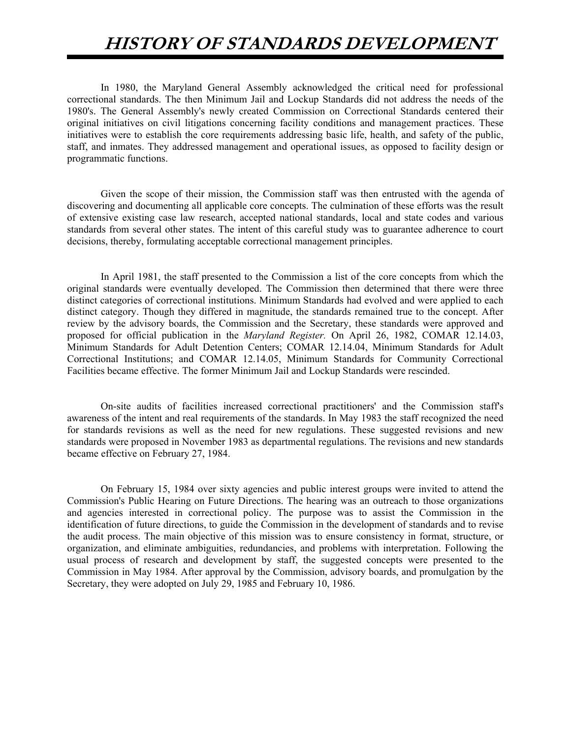# HISTORY OF STANDARDS DEVELOPMENT

In 1980, the Maryland General Assembly acknowledged the critical need for professional correctional standards. The then Minimum Jail and Lockup Standards did not address the needs of the 1980's. The General Assembly's newly created Commission on Correctional Standards centered their original initiatives on civil litigations concerning facility conditions and management practices. These initiatives were to establish the core requirements addressing basic life, health, and safety of the public, staff, and inmates. They addressed management and operational issues, as opposed to facility design or programmatic functions.

Given the scope of their mission, the Commission staff was then entrusted with the agenda of discovering and documenting all applicable core concepts. The culmination of these efforts was the result of extensive existing case law research, accepted national standards, local and state codes and various standards from several other states. The intent of this careful study was to guarantee adherence to court decisions, thereby, formulating acceptable correctional management principles.

In April 1981, the staff presented to the Commission a list of the core concepts from which the original standards were eventually developed. The Commission then determined that there were three distinct categories of correctional institutions. Minimum Standards had evolved and were applied to each distinct category. Though they differed in magnitude, the standards remained true to the concept. After review by the advisory boards, the Commission and the Secretary, these standards were approved and proposed for official publication in the *Maryland Register.* On April 26, 1982, COMAR 12.14.03, Minimum Standards for Adult Detention Centers; COMAR 12.14.04, Minimum Standards for Adult Correctional Institutions; and COMAR 12.14.05, Minimum Standards for Community Correctional Facilities became effective. The former Minimum Jail and Lockup Standards were rescinded.

On-site audits of facilities increased correctional practitioners' and the Commission staff's awareness of the intent and real requirements of the standards. In May 1983 the staff recognized the need for standards revisions as well as the need for new regulations. These suggested revisions and new standards were proposed in November 1983 as departmental regulations. The revisions and new standards became effective on February 27, 1984.

On February 15, 1984 over sixty agencies and public interest groups were invited to attend the Commission's Public Hearing on Future Directions. The hearing was an outreach to those organizations and agencies interested in correctional policy. The purpose was to assist the Commission in the identification of future directions, to guide the Commission in the development of standards and to revise the audit process. The main objective of this mission was to ensure consistency in format, structure, or organization, and eliminate ambiguities, redundancies, and problems with interpretation. Following the usual process of research and development by staff, the suggested concepts were presented to the Commission in May 1984. After approval by the Commission, advisory boards, and promulgation by the Secretary, they were adopted on July 29, 1985 and February 10, 1986.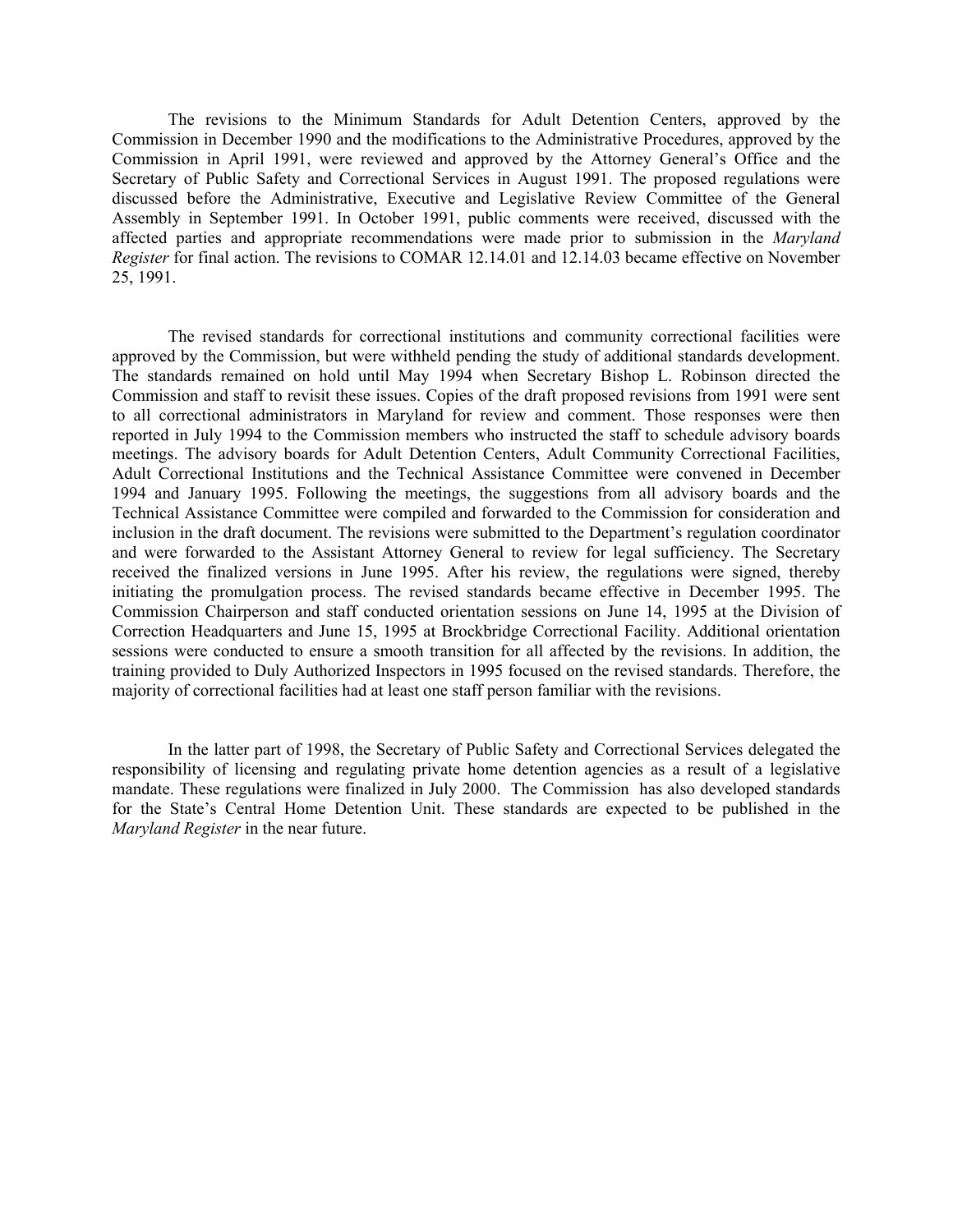The revisions to the Minimum Standards for Adult Detention Centers, approved by the Commission in December 1990 and the modifications to the Administrative Procedures, approved by the Commission in April 1991, were reviewed and approved by the Attorney General's Office and the Secretary of Public Safety and Correctional Services in August 1991. The proposed regulations were discussed before the Administrative, Executive and Legislative Review Committee of the General Assembly in September 1991. In October 1991, public comments were received, discussed with the affected parties and appropriate recommendations were made prior to submission in the *Maryland Register* for final action. The revisions to COMAR 12.14.01 and 12.14.03 became effective on November 25, 1991.

The revised standards for correctional institutions and community correctional facilities were approved by the Commission, but were withheld pending the study of additional standards development. The standards remained on hold until May 1994 when Secretary Bishop L. Robinson directed the Commission and staff to revisit these issues. Copies of the draft proposed revisions from 1991 were sent to all correctional administrators in Maryland for review and comment. Those responses were then reported in July 1994 to the Commission members who instructed the staff to schedule advisory boards meetings. The advisory boards for Adult Detention Centers, Adult Community Correctional Facilities, Adult Correctional Institutions and the Technical Assistance Committee were convened in December 1994 and January 1995. Following the meetings, the suggestions from all advisory boards and the Technical Assistance Committee were compiled and forwarded to the Commission for consideration and inclusion in the draft document. The revisions were submitted to the Department's regulation coordinator and were forwarded to the Assistant Attorney General to review for legal sufficiency. The Secretary received the finalized versions in June 1995. After his review, the regulations were signed, thereby initiating the promulgation process. The revised standards became effective in December 1995. The Commission Chairperson and staff conducted orientation sessions on June 14, 1995 at the Division of Correction Headquarters and June 15, 1995 at Brockbridge Correctional Facility. Additional orientation sessions were conducted to ensure a smooth transition for all affected by the revisions. In addition, the training provided to Duly Authorized Inspectors in 1995 focused on the revised standards. Therefore, the majority of correctional facilities had at least one staff person familiar with the revisions.

In the latter part of 1998, the Secretary of Public Safety and Correctional Services delegated the responsibility of licensing and regulating private home detention agencies as a result of a legislative mandate. These regulations were finalized in July 2000. The Commission has also developed standards for the State's Central Home Detention Unit. These standards are expected to be published in the *Maryland Register* in the near future.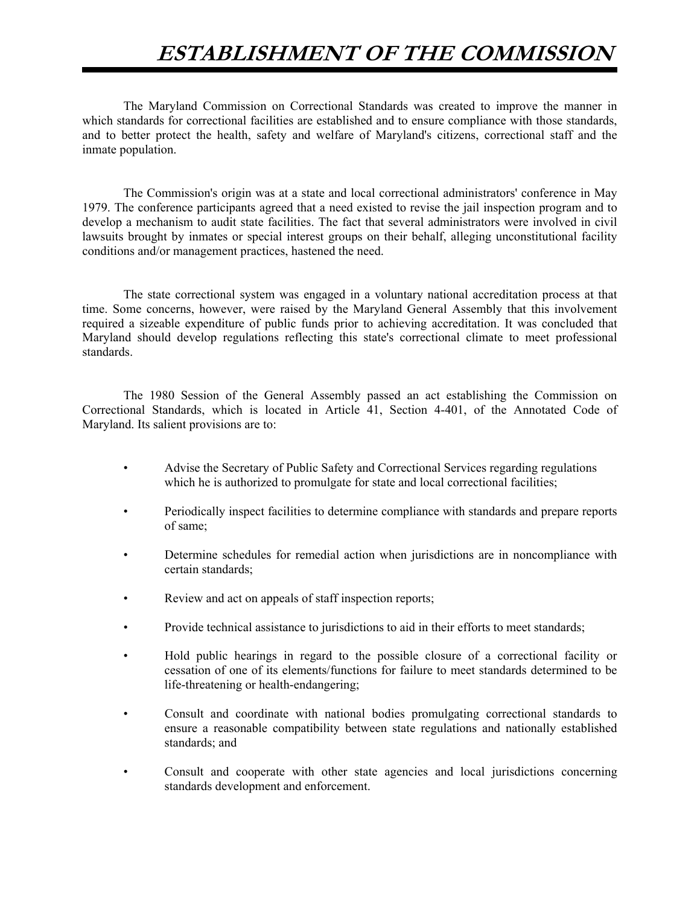# *ESTABLISHMENT OF THE COMMISSION*

The Maryland Commission on Correctional Standards was created to improve the manner in which standards for correctional facilities are established and to ensure compliance with those standards, and to better protect the health, safety and welfare of Maryland's citizens, correctional staff and the inmate population.

The Commission's origin was at a state and local correctional administrators' conference in May 1979. The conference participants agreed that a need existed to revise the jail inspection program and to develop a mechanism to audit state facilities. The fact that several administrators were involved in civil lawsuits brought by inmates or special interest groups on their behalf, alleging unconstitutional facility conditions and/or management practices, hastened the need.

The state correctional system was engaged in a voluntary national accreditation process at that time. Some concerns, however, were raised by the Maryland General Assembly that this involvement required a sizeable expenditure of public funds prior to achieving accreditation. It was concluded that Maryland should develop regulations reflecting this state's correctional climate to meet professional standards.

The 1980 Session of the General Assembly passed an act establishing the Commission on Correctional Standards, which is located in Article 41, Section 4-401, of the Annotated Code of Maryland. Its salient provisions are to:

- Advise the Secretary of Public Safety and Correctional Services regarding regulations which he is authorized to promulgate for state and local correctional facilities;
- Periodically inspect facilities to determine compliance with standards and prepare reports of same;
- Determine schedules for remedial action when jurisdictions are in noncompliance with certain standards;
- Review and act on appeals of staff inspection reports;
- Provide technical assistance to jurisdictions to aid in their efforts to meet standards;
- Hold public hearings in regard to the possible closure of a correctional facility or cessation of one of its elements/functions for failure to meet standards determined to be life-threatening or health-endangering;
- Consult and coordinate with national bodies promulgating correctional standards to ensure a reasonable compatibility between state regulations and nationally established standards; and
- Consult and cooperate with other state agencies and local jurisdictions concerning standards development and enforcement.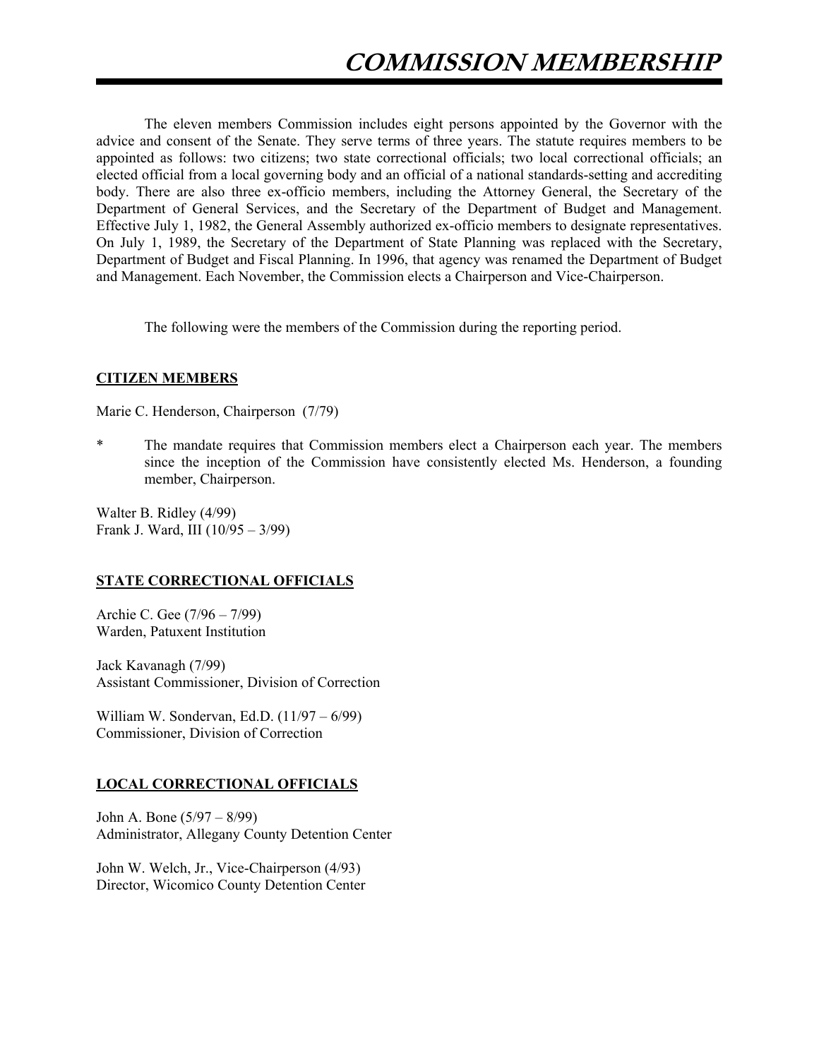# COMMISSION MEMBERSHIP

The eleven members Commission includes eight persons appointed by the Governor with the advice and consent of the Senate. They serve terms of three years. The statute requires members to be appointed as follows: two citizens; two state correctional officials; two local correctional officials; an elected official from a local governing body and an official of a national standards-setting and accrediting body. There are also three ex-officio members, including the Attorney General, the Secretary of the Department of General Services, and the Secretary of the Department of Budget and Management. Effective July 1, 1982, the General Assembly authorized ex-officio members to designate representatives. On July 1, 1989, the Secretary of the Department of State Planning was replaced with the Secretary, Department of Budget and Fiscal Planning. In 1996, that agency was renamed the Department of Budget and Management. Each November, the Commission elects a Chairperson and Vice-Chairperson.

The following were the members of the Commission during the reporting period.

**CITIZEN MEMBERS**

Marie C. Henderson, Chairperson (7/79)

\* The mandate requires that Commission members elect a Chairperson each year. The members since the inception of the Commission have consistently elected Ms. Henderson, a founding member, Chairperson.

Walter B. Ridley (4/99)
Frank J. Ward, III (10/95 – 3/99)

**STATE CORRECTIONAL OFFICIALS**

Archie C. Gee (7/96 – 7/99)
Warden, Patuxent Institution

Jack Kavanagh (7/99)
Assistant Commissioner, Division of Correction

William W. Sondervan, Ed.D. (11/97 – 6/99)
Commissioner, Division of Correction

**LOCAL CORRECTIONAL OFFICIALS**

John A. Bone (5/97 – 8/99)
Administrator, Allegany County Detention Center

John W. Welch, Jr., Vice-Chairperson (4/93)
Director, Wicomico County Detention Center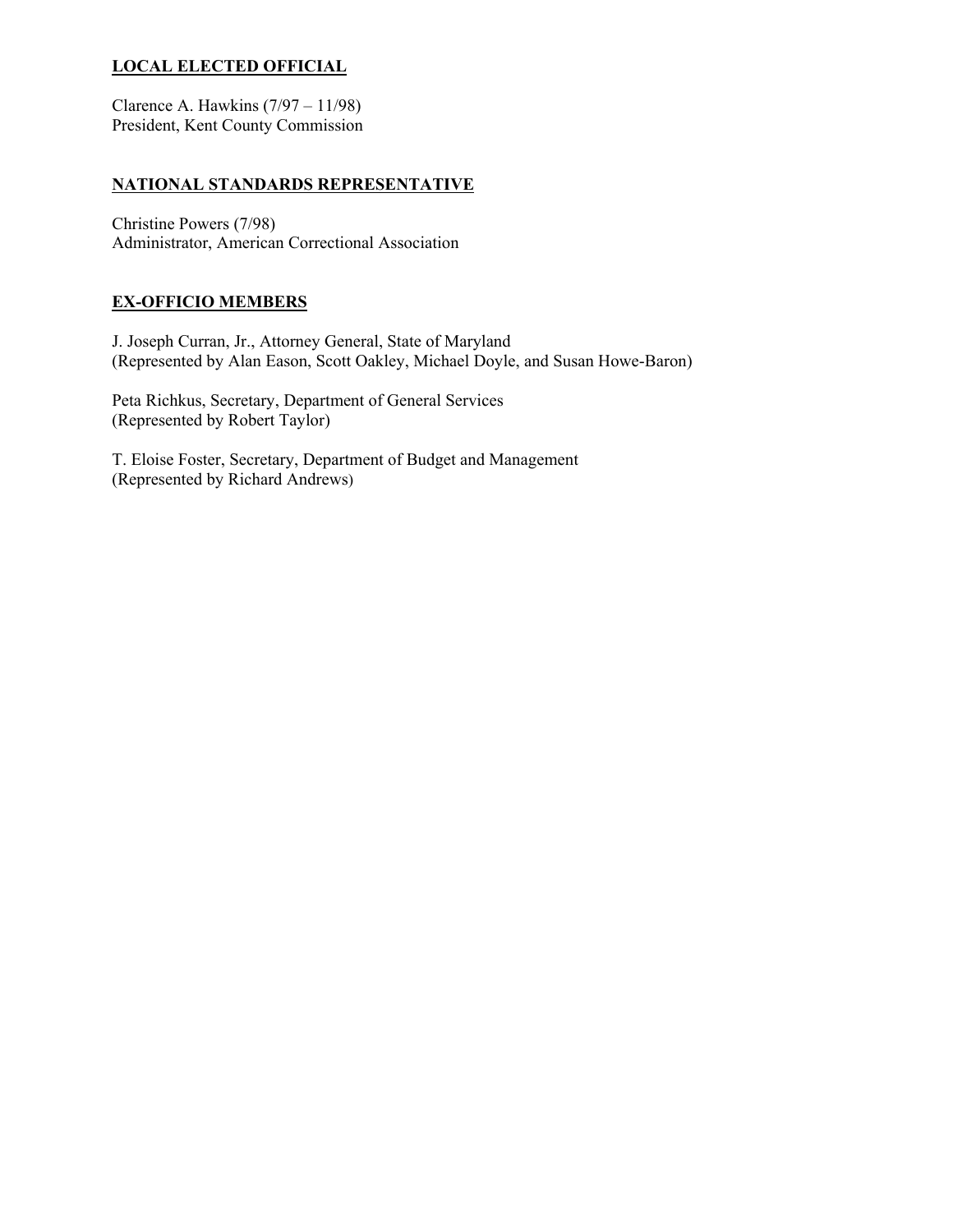## LOCAL ELECTED OFFICIAL

Clarence A. Hawkins (7/97 – 11/98)
President, Kent County Commission

## NATIONAL STANDARDS REPRESENTATIVE

Christine Powers (7/98)
Administrator, American Correctional Association

## EX-OFFICIO MEMBERS

J. Joseph Curran, Jr., Attorney General, State of Maryland
(Represented by Alan Eason, Scott Oakley, Michael Doyle, and Susan Howe-Baron)

Peta Richkus, Secretary, Department of General Services
(Represented by Robert Taylor)

T. Eloise Foster, Secretary, Department of Budget and Management
(Represented by Richard Andrews)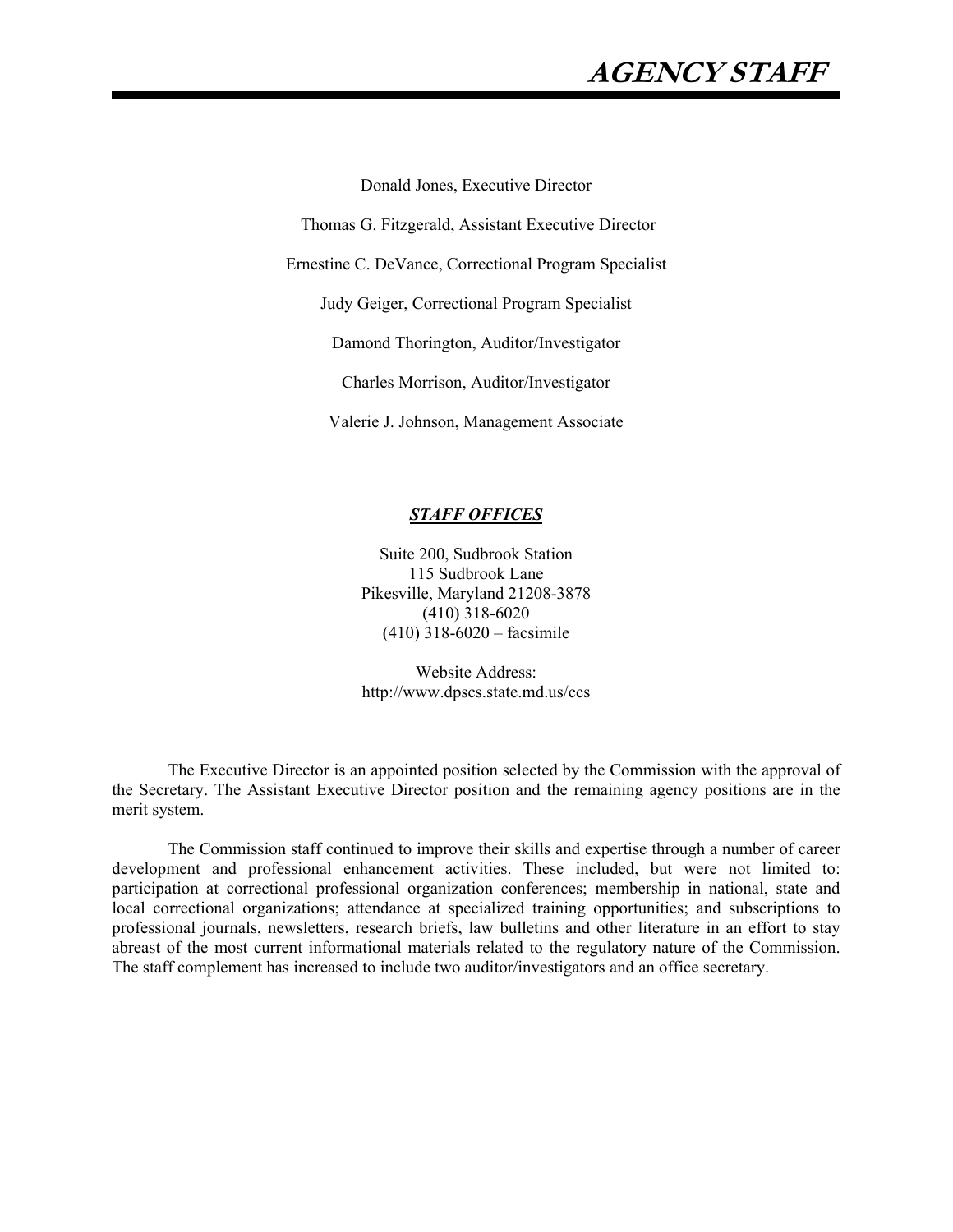# AGENCY STAFF

Donald Jones, Executive Director

Thomas G. Fitzgerald, Assistant Executive Director

Ernestine C. DeVance, Correctional Program Specialist

Judy Geiger, Correctional Program Specialist

Damond Thorington, Auditor/Investigator

Charles Morrison, Auditor/Investigator

Valerie J. Johnson, Management Associate

***STAFF OFFICES***

Suite 200, Sudbrook Station
115 Sudbrook Lane
Pikesville, Maryland 21208-3878
(410) 318-6020
(410) 318-6020 – facsimile

Website Address:
http://www.dpscs.state.md.us/ccs

The Executive Director is an appointed position selected by the Commission with the approval of the Secretary. The Assistant Executive Director position and the remaining agency positions are in the merit system.

The Commission staff continued to improve their skills and expertise through a number of career development and professional enhancement activities. These included, but were not limited to: participation at correctional professional organization conferences; membership in national, state and local correctional organizations; attendance at specialized training opportunities; and subscriptions to professional journals, newsletters, research briefs, law bulletins and other literature in an effort to stay abreast of the most current informational materials related to the regulatory nature of the Commission. The staff complement has increased to include two auditor/investigators and an office secretary.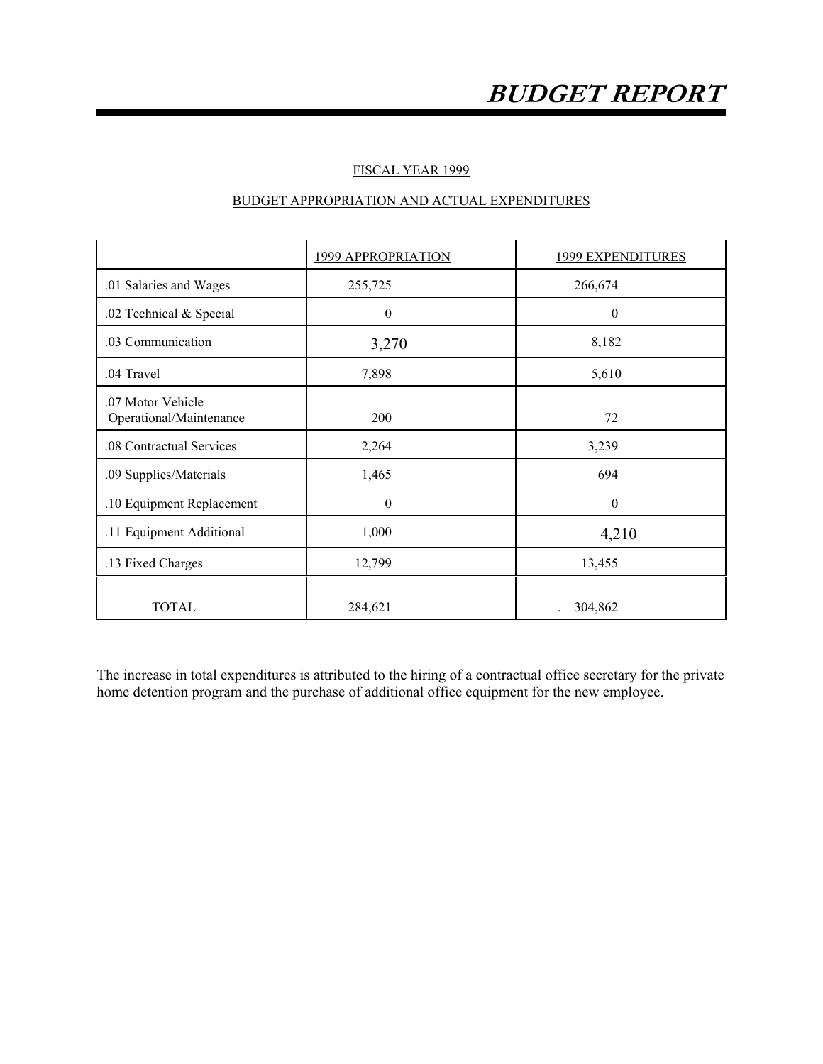# *BUDGET REPORT*

FISCAL YEAR 1999

BUDGET APPROPRIATION AND ACTUAL EXPENDITURES

| | 1999 APPROPRIATION | 1999 EXPENDITURES |
|---|---|---|
| .01 Salaries and Wages | 255,725 | 266,674 |
| .02 Technical & Special | 0 | 0 |
| .03 Communication | 3,270 | 8,182 |
| .04 Travel | 7,898 | 5,610 |
| .07 Motor Vehicle Operational/Maintenance | 200 | 72 |
| .08 Contractual Services | 2,264 | 3,239 |
| .09 Supplies/Materials | 1,465 | 694 |
| .10 Equipment Replacement | 0 | 0 |
| .11 Equipment Additional | 1,000 | 4,210 |
| .13 Fixed Charges | 12,799 | 13,455 |
| TOTAL | 284,621 | . 304,862 |

The increase in total expenditures is attributed to the hiring of a contractual office secretary for the private home detention program and the purchase of additional office equipment for the new employee.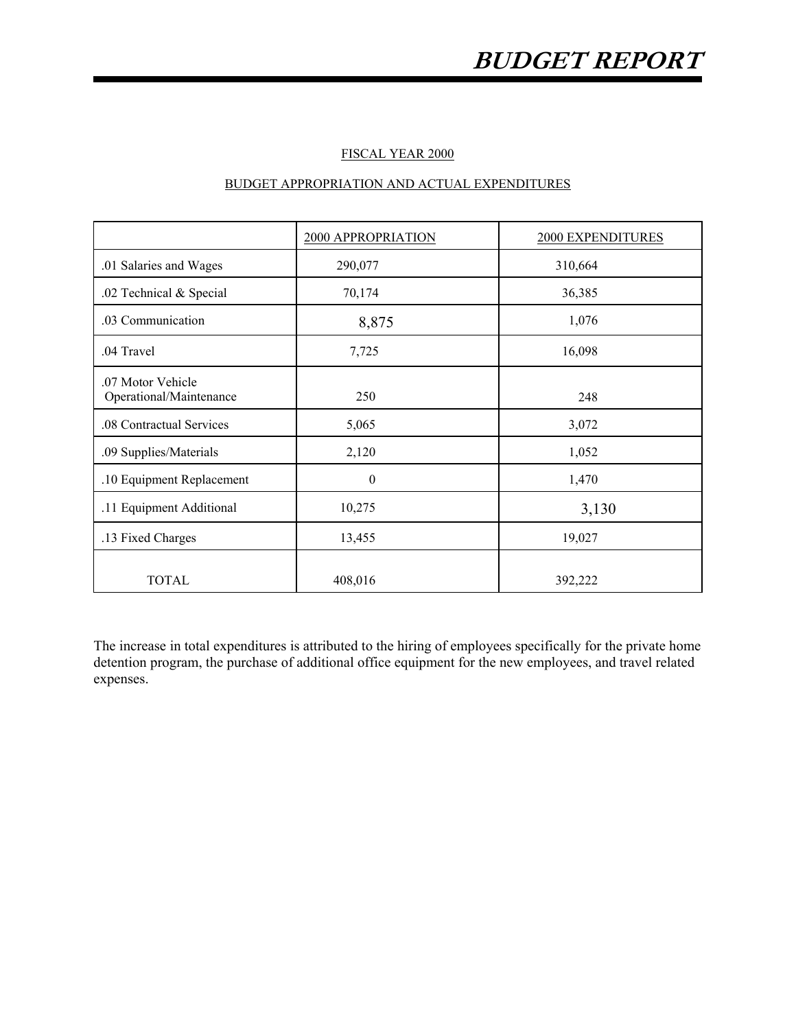# BUDGET REPORT

FISCAL YEAR 2000

BUDGET APPROPRIATION AND ACTUAL EXPENDITURES

| | 2000 APPROPRIATION | 2000 EXPENDITURES |
|---|---|---|
| .01 Salaries and Wages | 290,077 | 310,664 |
| .02 Technical & Special | 70,174 | 36,385 |
| .03 Communication | 8,875 | 1,076 |
| .04 Travel | 7,725 | 16,098 |
| .07 Motor Vehicle Operational/Maintenance | 250 | 248 |
| .08 Contractual Services | 5,065 | 3,072 |
| .09 Supplies/Materials | 2,120 | 1,052 |
| .10 Equipment Replacement | 0 | 1,470 |
| .11 Equipment Additional | 10,275 | 3,130 |
| .13 Fixed Charges | 13,455 | 19,027 |
| TOTAL | 408,016 | 392,222 |

The increase in total expenditures is attributed to the hiring of employees specifically for the private home detention program, the purchase of additional office equipment for the new employees, and travel related expenses.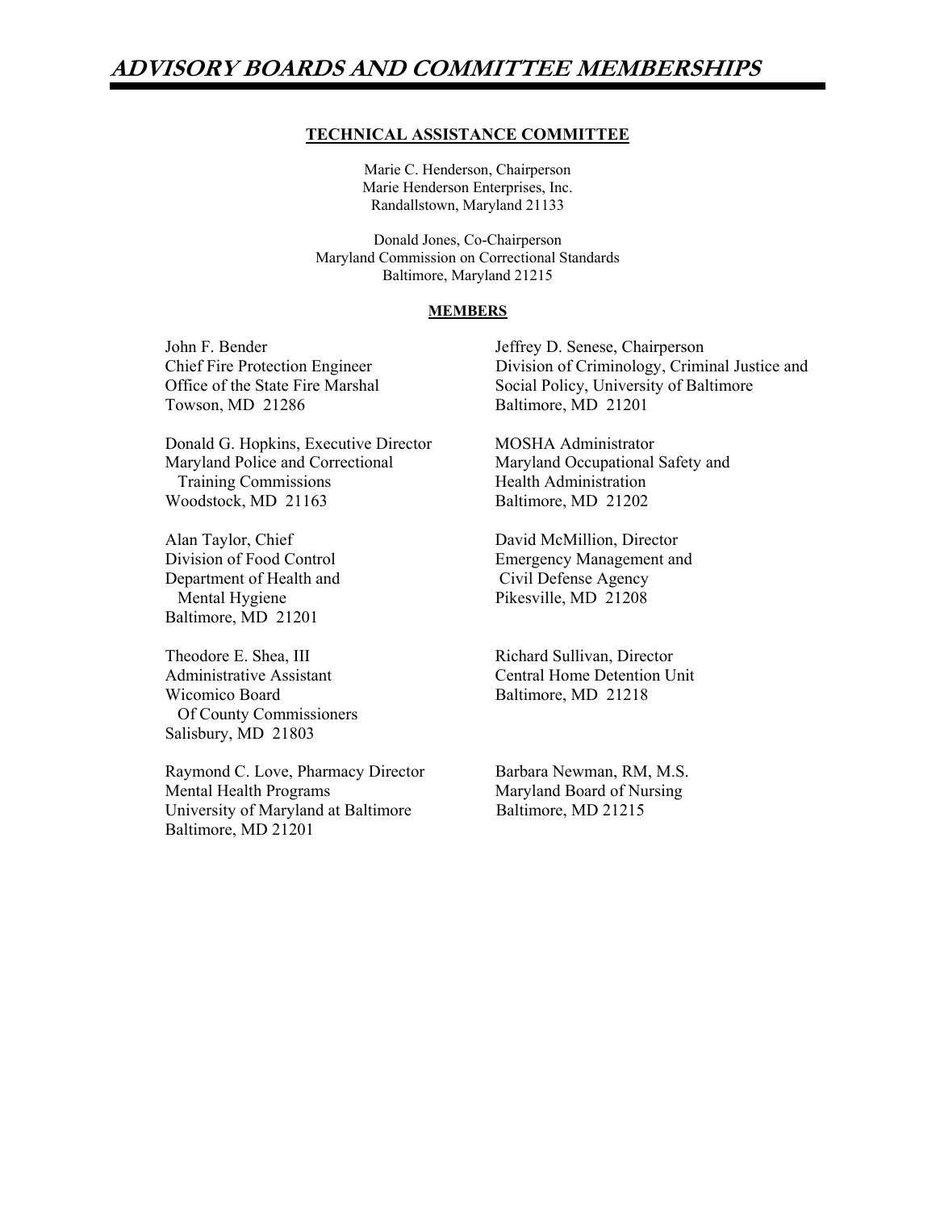# *ADVISORY BOARDS AND COMMITTEE MEMBERSHIPS*

## TECHNICAL ASSISTANCE COMMITTEE

Marie C. Henderson, Chairperson
Marie Henderson Enterprises, Inc.
Randallstown, Maryland 21133

Donald Jones, Co-Chairperson
Maryland Commission on Correctional Standards
Baltimore, Maryland 21215

### MEMBERS

John F. Bender
Chief Fire Protection Engineer
Office of the State Fire Marshal
Towson, MD 21286

Donald G. Hopkins, Executive Director
Maryland Police and Correctional Training Commissions
Woodstock, MD 21163

Alan Taylor, Chief
Division of Food Control
Department of Health and Mental Hygiene
Baltimore, MD 21201

Theodore E. Shea, III
Administrative Assistant
Wicomico Board Of County Commissioners
Salisbury, MD 21803

Raymond C. Love, Pharmacy Director
Mental Health Programs
University of Maryland at Baltimore
Baltimore, MD 21201

Jeffrey D. Senese, Chairperson
Division of Criminology, Criminal Justice and Social Policy, University of Baltimore
Baltimore, MD 21201

MOSHA Administrator
Maryland Occupational Safety and Health Administration
Baltimore, MD 21202

David McMillion, Director
Emergency Management and Civil Defense Agency
Pikesville, MD 21208

Richard Sullivan, Director
Central Home Detention Unit
Baltimore, MD 21218

Barbara Newman, RM, M.S.
Maryland Board of Nursing
Baltimore, MD 21215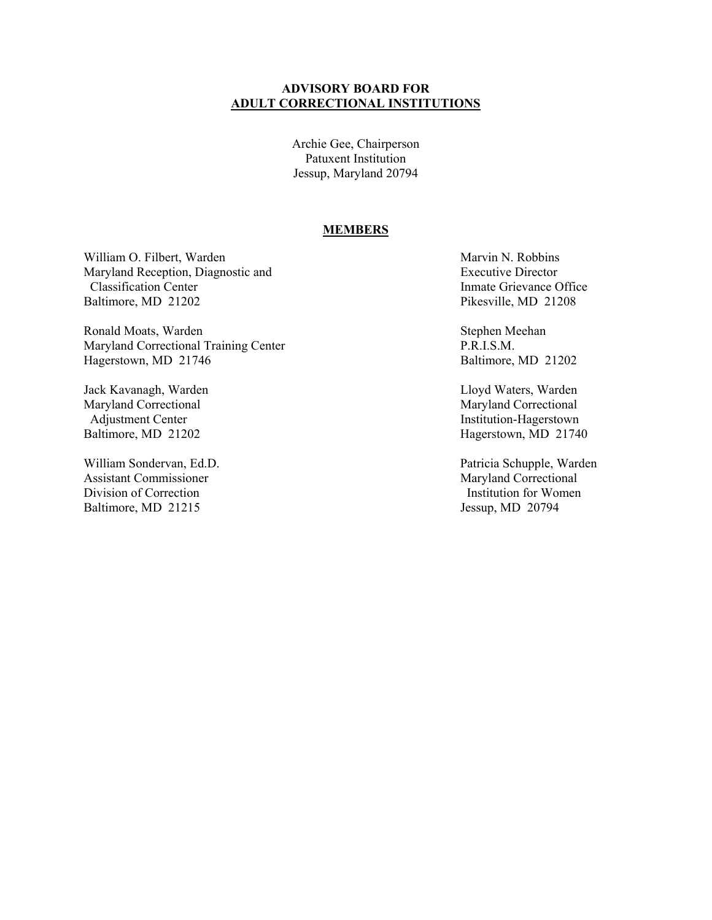**ADVISORY BOARD FOR**
**ADULT CORRECTIONAL INSTITUTIONS**

Archie Gee, Chairperson
Patuxent Institution
Jessup, Maryland 20794

**MEMBERS**

William O. Filbert, Warden
Maryland Reception, Diagnostic and Classification Center
Baltimore, MD 21202

Ronald Moats, Warden
Maryland Correctional Training Center
Hagerstown, MD 21746

Jack Kavanagh, Warden
Maryland Correctional Adjustment Center
Baltimore, MD 21202

William Sondervan, Ed.D.
Assistant Commissioner
Division of Correction
Baltimore, MD 21215

Marvin N. Robbins
Executive Director
Inmate Grievance Office
Pikesville, MD 21208

Stephen Meehan
P.R.I.S.M.
Baltimore, MD 21202

Lloyd Waters, Warden
Maryland Correctional Institution-Hagerstown
Hagerstown, MD 21740

Patricia Schupple, Warden
Maryland Correctional Institution for Women
Jessup, MD 20794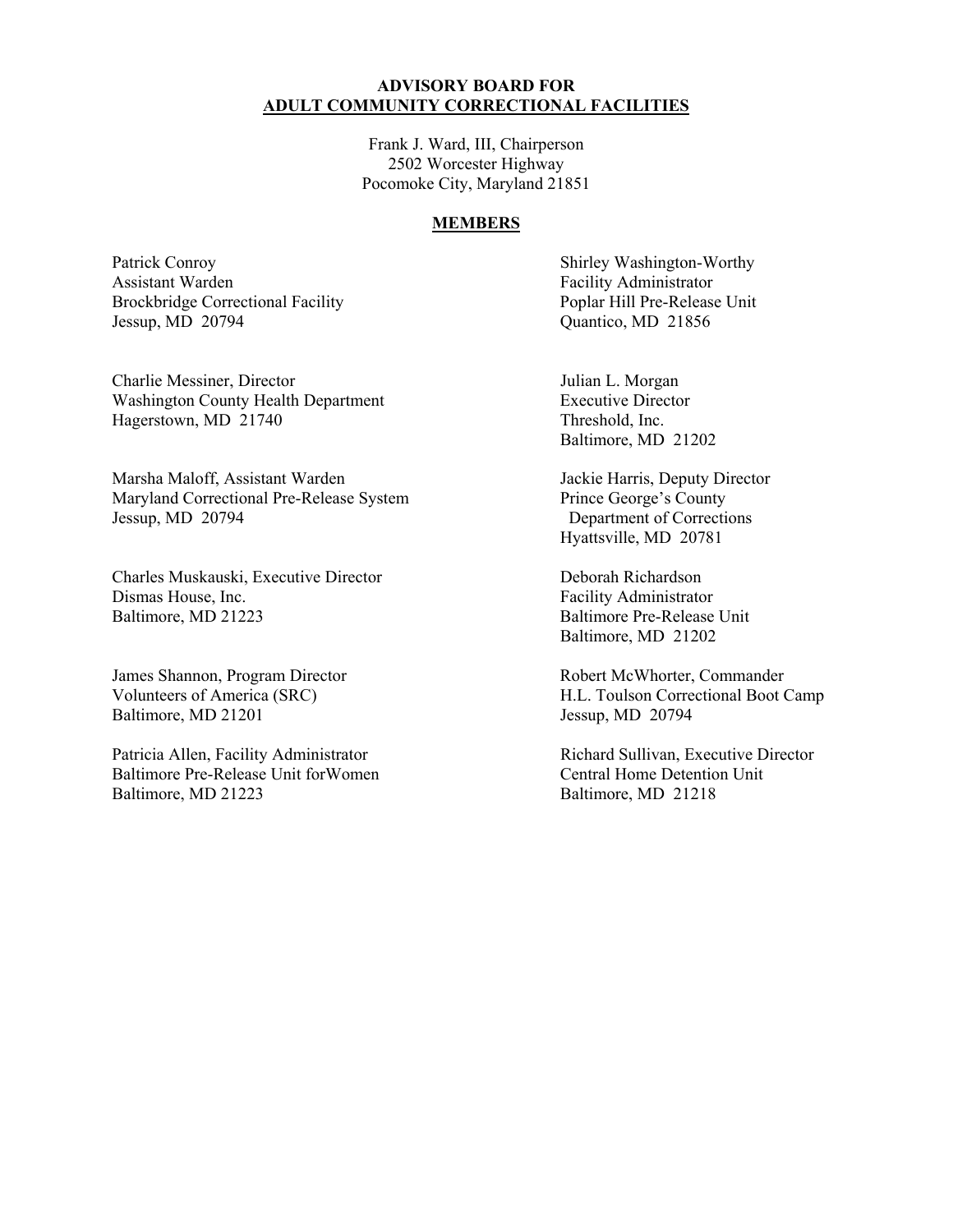## ADVISORY BOARD FOR
## ADULT COMMUNITY CORRECTIONAL FACILITIES

Frank J. Ward, III, Chairperson
2502 Worcester Highway
Pocomoke City, Maryland 21851

### MEMBERS

Patrick Conroy
Assistant Warden
Brockbridge Correctional Facility
Jessup, MD 20794

Charlie Messiner, Director
Washington County Health Department
Hagerstown, MD 21740

Marsha Maloff, Assistant Warden
Maryland Correctional Pre-Release System
Jessup, MD 20794

Charles Muskauski, Executive Director
Dismas House, Inc.
Baltimore, MD 21223

James Shannon, Program Director
Volunteers of America (SRC)
Baltimore, MD 21201

Patricia Allen, Facility Administrator
Baltimore Pre-Release Unit forWomen
Baltimore, MD 21223

Shirley Washington-Worthy
Facility Administrator
Poplar Hill Pre-Release Unit
Quantico, MD 21856

Julian L. Morgan
Executive Director
Threshold, Inc.
Baltimore, MD 21202

Jackie Harris, Deputy Director
Prince George's County
Department of Corrections
Hyattsville, MD 20781

Deborah Richardson
Facility Administrator
Baltimore Pre-Release Unit
Baltimore, MD 21202

Robert McWhorter, Commander
H.L. Toulson Correctional Boot Camp
Jessup, MD 20794

Richard Sullivan, Executive Director
Central Home Detention Unit
Baltimore, MD 21218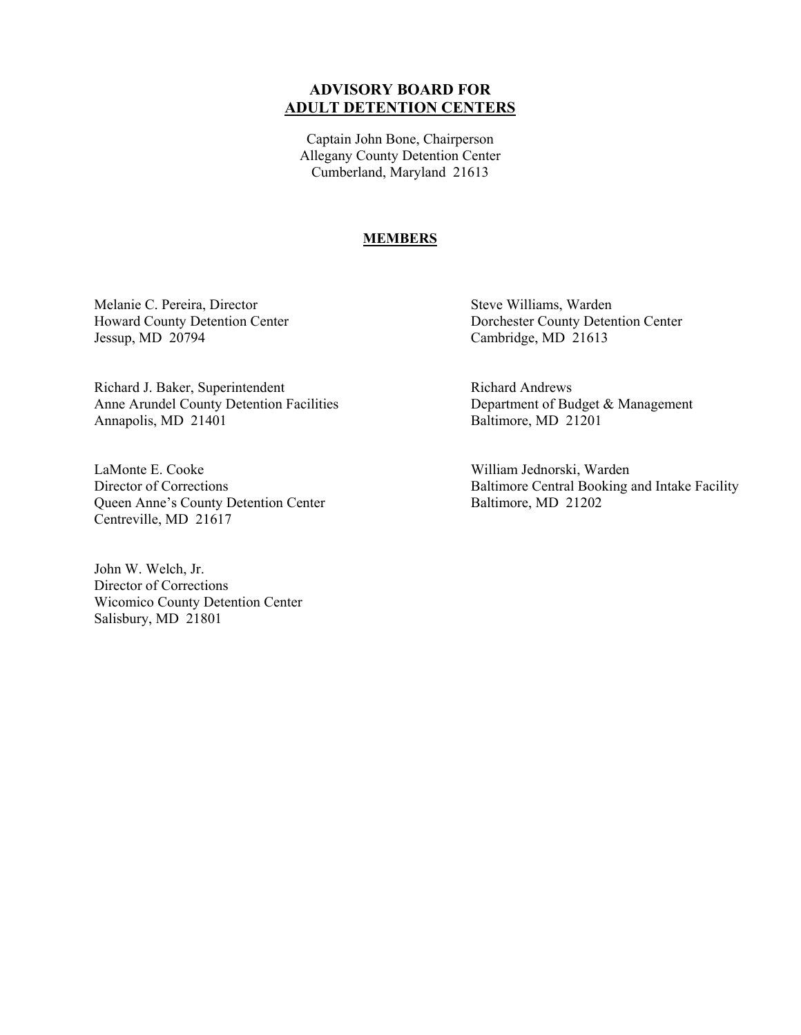# ADVISORY BOARD FOR ADULT DETENTION CENTERS

Captain John Bone, Chairperson
Allegany County Detention Center
Cumberland, Maryland 21613

## MEMBERS

Melanie C. Pereira, Director
Howard County Detention Center
Jessup, MD 20794

Richard J. Baker, Superintendent
Anne Arundel County Detention Facilities
Annapolis, MD 21401

LaMonte E. Cooke
Director of Corrections
Queen Anne's County Detention Center
Centreville, MD 21617

John W. Welch, Jr.
Director of Corrections
Wicomico County Detention Center
Salisbury, MD 21801

Steve Williams, Warden
Dorchester County Detention Center
Cambridge, MD 21613

Richard Andrews
Department of Budget & Management
Baltimore, MD 21201

William Jednorski, Warden
Baltimore Central Booking and Intake Facility
Baltimore, MD 21202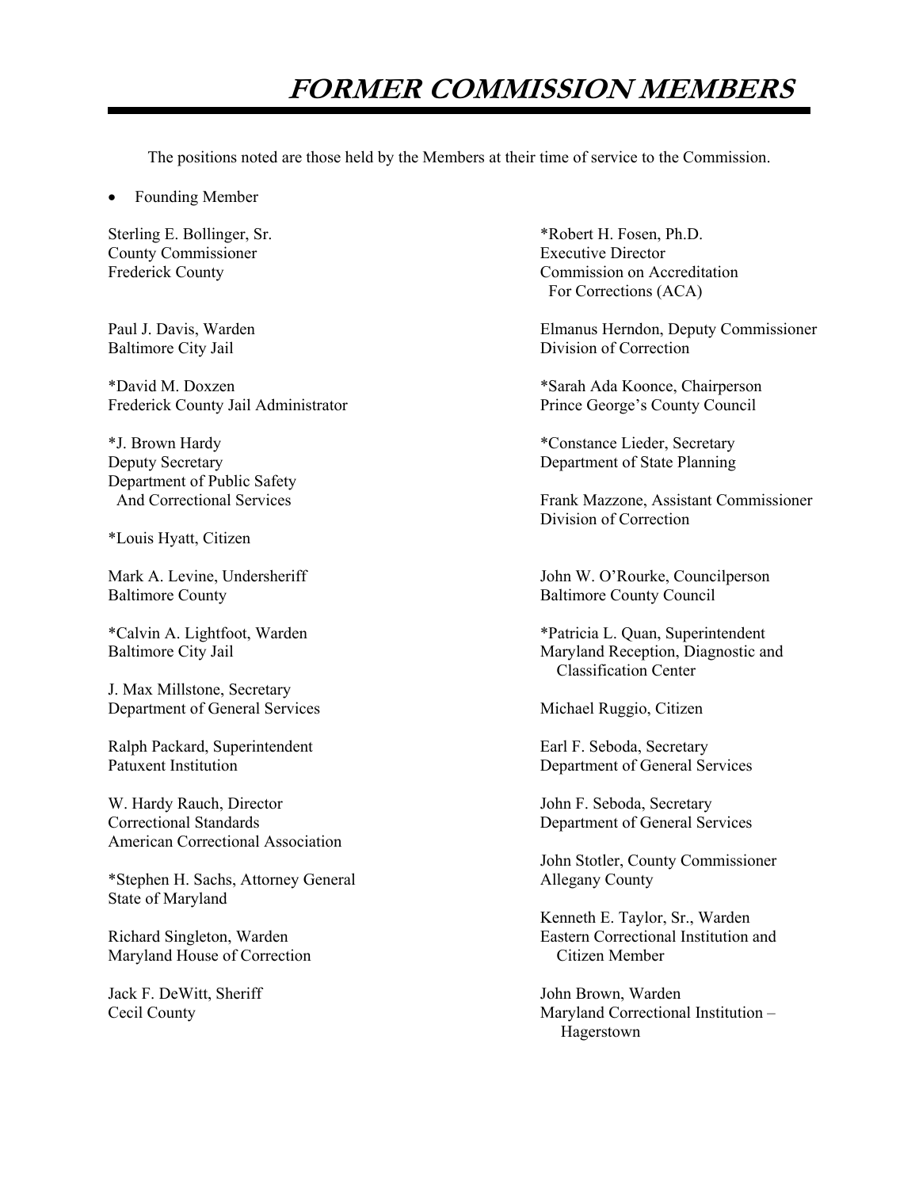# *FORMER COMMISSION MEMBERS*

The positions noted are those held by the Members at their time of service to the Commission.

- Founding Member

Sterling E. Bollinger, Sr.
County Commissioner
Frederick County

Paul J. Davis, Warden
Baltimore City Jail

*David M. Doxzen
Frederick County Jail Administrator

*J. Brown Hardy
Deputy Secretary
Department of Public Safety
And Correctional Services

*Louis Hyatt, Citizen

Mark A. Levine, Undersheriff
Baltimore County

*Calvin A. Lightfoot, Warden
Baltimore City Jail

J. Max Millstone, Secretary
Department of General Services

Ralph Packard, Superintendent
Patuxent Institution

W. Hardy Rauch, Director
Correctional Standards
American Correctional Association

*Stephen H. Sachs, Attorney General
State of Maryland

Richard Singleton, Warden
Maryland House of Correction

Jack F. DeWitt, Sheriff
Cecil County

*Robert H. Fosen, Ph.D.
Executive Director
Commission on Accreditation
For Corrections (ACA)

Elmanus Herndon, Deputy Commissioner
Division of Correction

*Sarah Ada Koonce, Chairperson
Prince George's County Council

*Constance Lieder, Secretary
Department of State Planning

Frank Mazzone, Assistant Commissioner
Division of Correction

John W. O'Rourke, Councilperson
Baltimore County Council

*Patricia L. Quan, Superintendent
Maryland Reception, Diagnostic and
Classification Center

Michael Ruggio, Citizen

Earl F. Seboda, Secretary
Department of General Services

John F. Seboda, Secretary
Department of General Services

John Stotler, County Commissioner
Allegany County

Kenneth E. Taylor, Sr., Warden
Eastern Correctional Institution and
Citizen Member

John Brown, Warden
Maryland Correctional Institution –
Hagerstown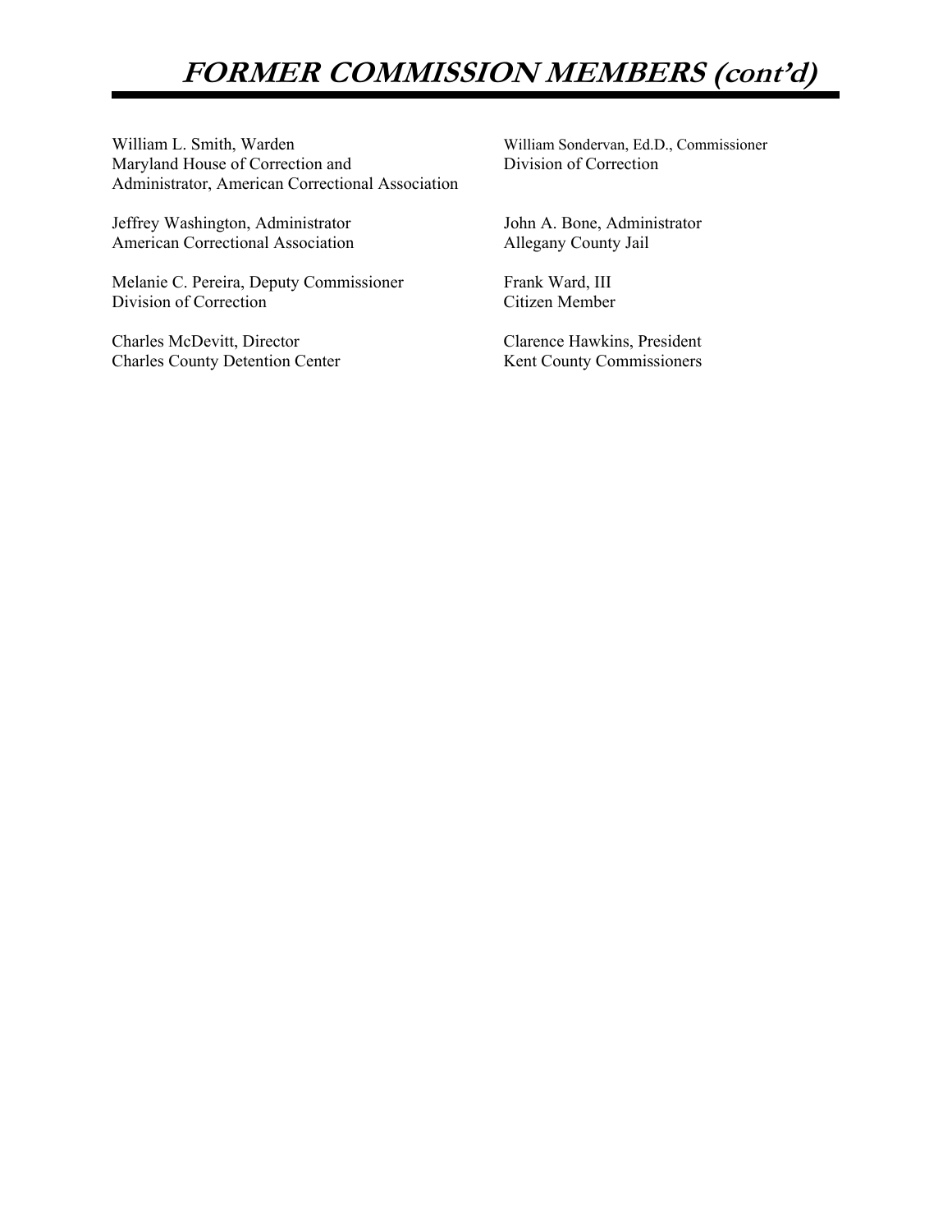# *FORMER COMMISSION MEMBERS (cont'd)*

William L. Smith, Warden
Maryland House of Correction and
Administrator, American Correctional Association

Jeffrey Washington, Administrator
American Correctional Association

Melanie C. Pereira, Deputy Commissioner
Division of Correction

Charles McDevitt, Director
Charles County Detention Center

William Sondervan, Ed.D., Commissioner
Division of Correction

John A. Bone, Administrator
Allegany County Jail

Frank Ward, III
Citizen Member

Clarence Hawkins, President
Kent County Commissioners